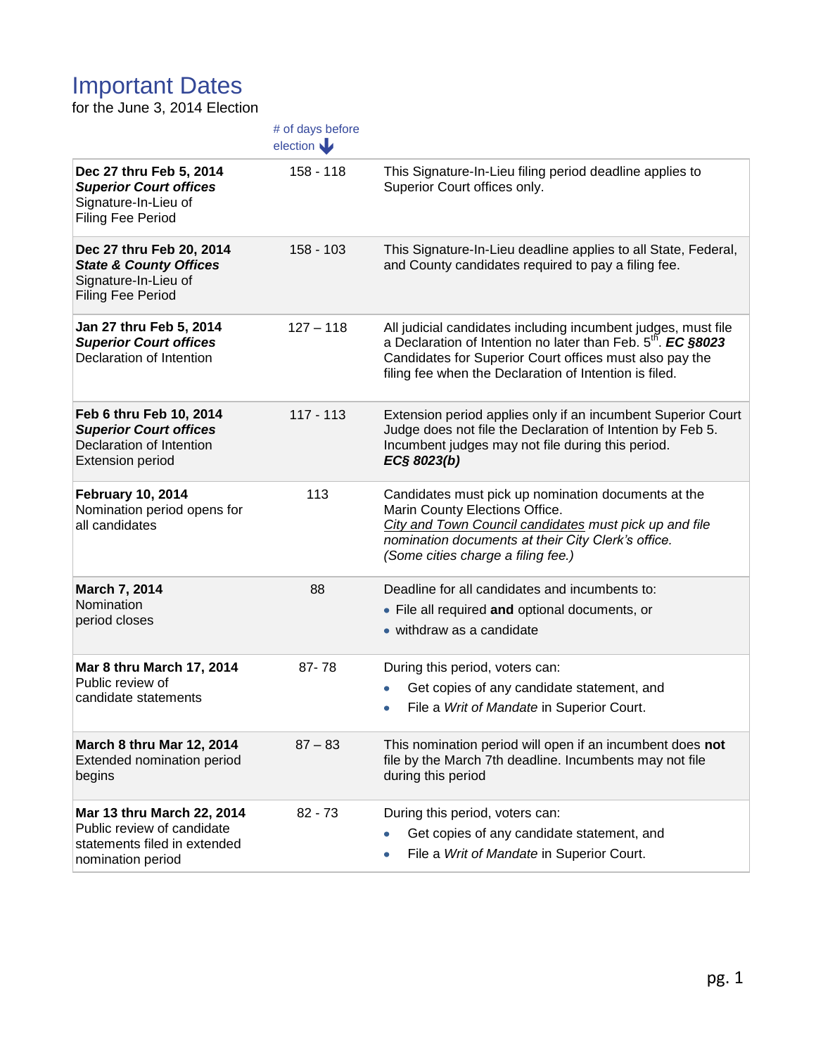# Important Dates

for the June 3, 2014 Election

| | # of days before election | |
|---|---|---|
| **Dec 27 thru Feb 5, 2014** ***Superior Court offices*** Signature-In-Lieu of Filing Fee Period | 158 - 118 | This Signature-In-Lieu filing period deadline applies to Superior Court offices only. |
| **Dec 27 thru Feb 20, 2014** ***State & County Offices*** Signature-In-Lieu of Filing Fee Period | 158 - 103 | This Signature-In-Lieu deadline applies to all State, Federal, and County candidates required to pay a filing fee. |
| **Jan 27 thru Feb 5, 2014** ***Superior Court offices*** Declaration of Intention | 127 – 118 | All judicial candidates including incumbent judges, must file a Declaration of Intention no later than Feb. 5th. ***EC §8023*** Candidates for Superior Court offices must also pay the filing fee when the Declaration of Intention is filed. |
| **Feb 6 thru Feb 10, 2014** ***Superior Court offices*** Declaration of Intention Extension period | 117 - 113 | Extension period applies only if an incumbent Superior Court Judge does not file the Declaration of Intention by Feb 5. Incumbent judges may not file during this period. ***EC§ 8023(b)*** |
| **February 10, 2014** Nomination period opens for all candidates | 113 | Candidates must pick up nomination documents at the Marin County Elections Office. *City and Town Council candidates must pick up and file nomination documents at their City Clerk's office. (Some cities charge a filing fee.)* |
| **March 7, 2014** Nomination period closes | 88 | Deadline for all candidates and incumbents to: • File all required **and** optional documents, or • withdraw as a candidate |
| **Mar 8 thru March 17, 2014** Public review of candidate statements | 87- 78 | During this period, voters can: • Get copies of any candidate statement, and • File a *Writ of Mandate* in Superior Court. |
| **March 8 thru Mar 12, 2014** Extended nomination period begins | 87 – 83 | This nomination period will open if an incumbent does **not** file by the March 7th deadline. Incumbents may not file during this period |
| **Mar 13 thru March 22, 2014** Public review of candidate statements filed in extended nomination period | 82 - 73 | During this period, voters can: • Get copies of any candidate statement, and • File a *Writ of Mandate* in Superior Court. |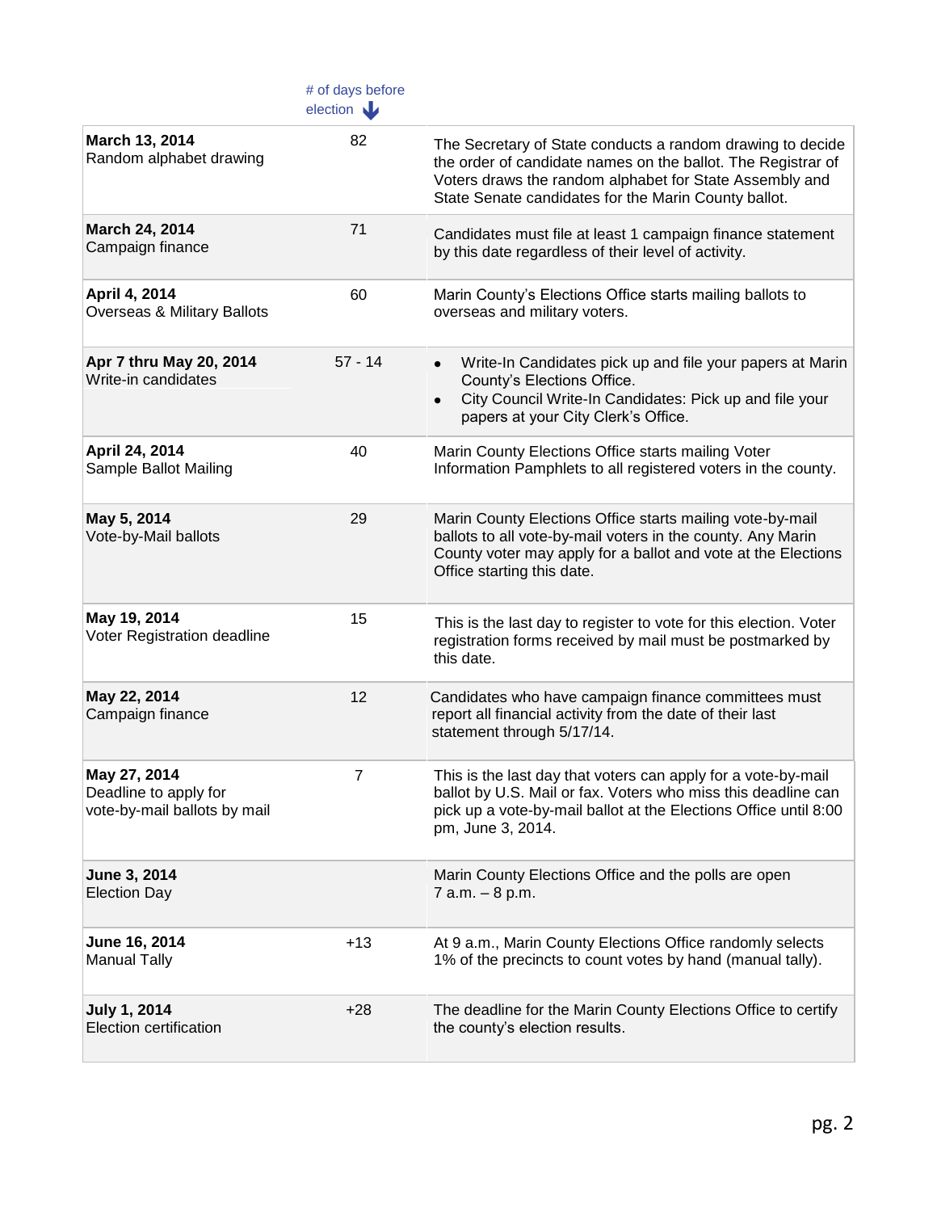| | # of days before election | |
|---|---|---|
| **March 13, 2014** Random alphabet drawing | 82 | The Secretary of State conducts a random drawing to decide the order of candidate names on the ballot. The Registrar of Voters draws the random alphabet for State Assembly and State Senate candidates for the Marin County ballot. |
| **March 24, 2014** Campaign finance | 71 | Candidates must file at least 1 campaign finance statement by this date regardless of their level of activity. |
| **April 4, 2014** Overseas & Military Ballots | 60 | Marin County's Elections Office starts mailing ballots to overseas and military voters. |
| **Apr 7 thru May 20, 2014** Write-in candidates | 57 - 14 | • Write-In Candidates pick up and file your papers at Marin County's Elections Office. • City Council Write-In Candidates: Pick up and file your papers at your City Clerk's Office. |
| **April 24, 2014** Sample Ballot Mailing | 40 | Marin County Elections Office starts mailing Voter Information Pamphlets to all registered voters in the county. |
| **May 5, 2014** Vote-by-Mail ballots | 29 | Marin County Elections Office starts mailing vote-by-mail ballots to all vote-by-mail voters in the county. Any Marin County voter may apply for a ballot and vote at the Elections Office starting this date. |
| **May 19, 2014** Voter Registration deadline | 15 | This is the last day to register to vote for this election. Voter registration forms received by mail must be postmarked by this date. |
| **May 22, 2014** Campaign finance | 12 | Candidates who have campaign finance committees must report all financial activity from the date of their last statement through 5/17/14. |
| **May 27, 2014** Deadline to apply for vote-by-mail ballots by mail | 7 | This is the last day that voters can apply for a vote-by-mail ballot by U.S. Mail or fax. Voters who miss this deadline can pick up a vote-by-mail ballot at the Elections Office until 8:00 pm, June 3, 2014. |
| **June 3, 2014** Election Day | | Marin County Elections Office and the polls are open 7 a.m. – 8 p.m. |
| **June 16, 2014** Manual Tally | +13 | At 9 a.m., Marin County Elections Office randomly selects 1% of the precincts to count votes by hand (manual tally). |
| **July 1, 2014** Election certification | +28 | The deadline for the Marin County Elections Office to certify the county's election results. |